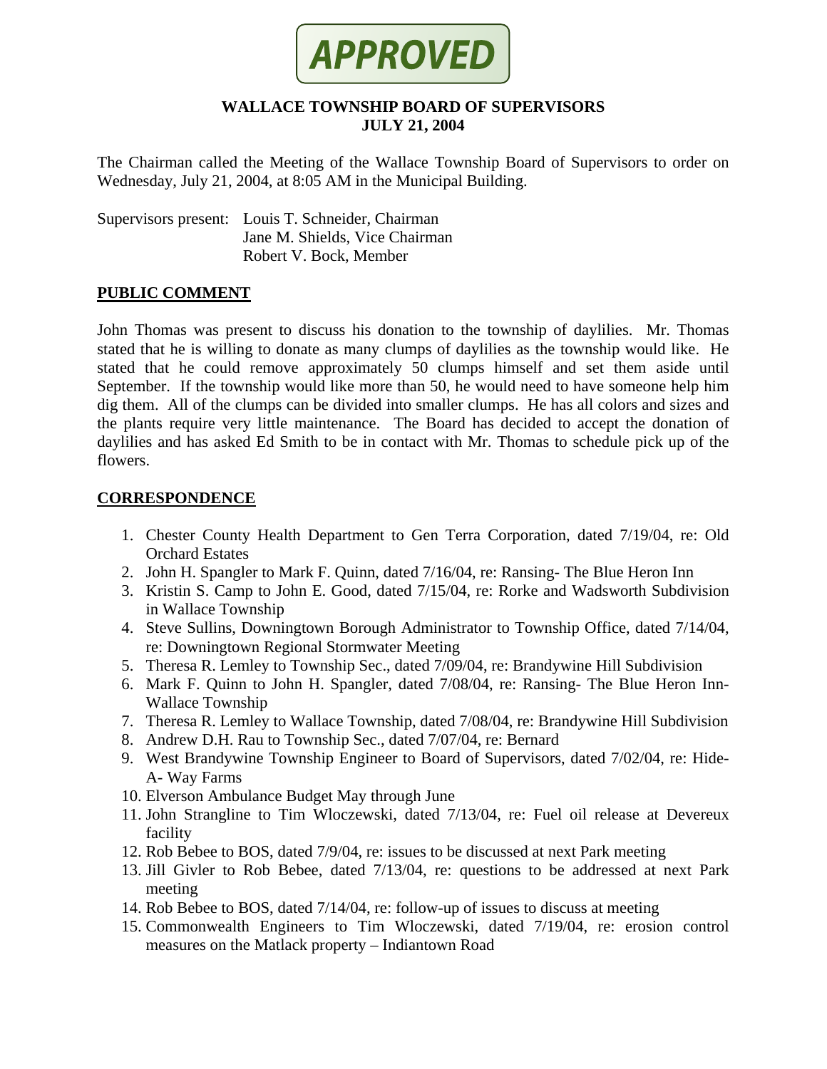**APPROVED**

# WALLACE TOWNSHIP BOARD OF SUPERVISORS
## JULY 21, 2004

The Chairman called the Meeting of the Wallace Township Board of Supervisors to order on Wednesday, July 21, 2004, at 8:05 AM in the Municipal Building.

Supervisors present: Louis T. Schneider, Chairman
Jane M. Shields, Vice Chairman
Robert V. Bock, Member

## PUBLIC COMMENT

John Thomas was present to discuss his donation to the township of daylilies. Mr. Thomas stated that he is willing to donate as many clumps of daylilies as the township would like. He stated that he could remove approximately 50 clumps himself and set them aside until September. If the township would like more than 50, he would need to have someone help him dig them. All of the clumps can be divided into smaller clumps. He has all colors and sizes and the plants require very little maintenance. The Board has decided to accept the donation of daylilies and has asked Ed Smith to be in contact with Mr. Thomas to schedule pick up of the flowers.

## CORRESPONDENCE

1. Chester County Health Department to Gen Terra Corporation, dated 7/19/04, re: Old Orchard Estates
2. John H. Spangler to Mark F. Quinn, dated 7/16/04, re: Ransing- The Blue Heron Inn
3. Kristin S. Camp to John E. Good, dated 7/15/04, re: Rorke and Wadsworth Subdivision in Wallace Township
4. Steve Sullins, Downingtown Borough Administrator to Township Office, dated 7/14/04, re: Downingtown Regional Stormwater Meeting
5. Theresa R. Lemley to Township Sec., dated 7/09/04, re: Brandywine Hill Subdivision
6. Mark F. Quinn to John H. Spangler, dated 7/08/04, re: Ransing- The Blue Heron Inn- Wallace Township
7. Theresa R. Lemley to Wallace Township, dated 7/08/04, re: Brandywine Hill Subdivision
8. Andrew D.H. Rau to Township Sec., dated 7/07/04, re: Bernard
9. West Brandywine Township Engineer to Board of Supervisors, dated 7/02/04, re: Hide-A- Way Farms
10. Elverson Ambulance Budget May through June
11. John Strangline to Tim Wloczewski, dated 7/13/04, re: Fuel oil release at Devereux facility
12. Rob Bebee to BOS, dated 7/9/04, re: issues to be discussed at next Park meeting
13. Jill Givler to Rob Bebee, dated 7/13/04, re: questions to be addressed at next Park meeting
14. Rob Bebee to BOS, dated 7/14/04, re: follow-up of issues to discuss at meeting
15. Commonwealth Engineers to Tim Wloczewski, dated 7/19/04, re: erosion control measures on the Matlack property – Indiantown Road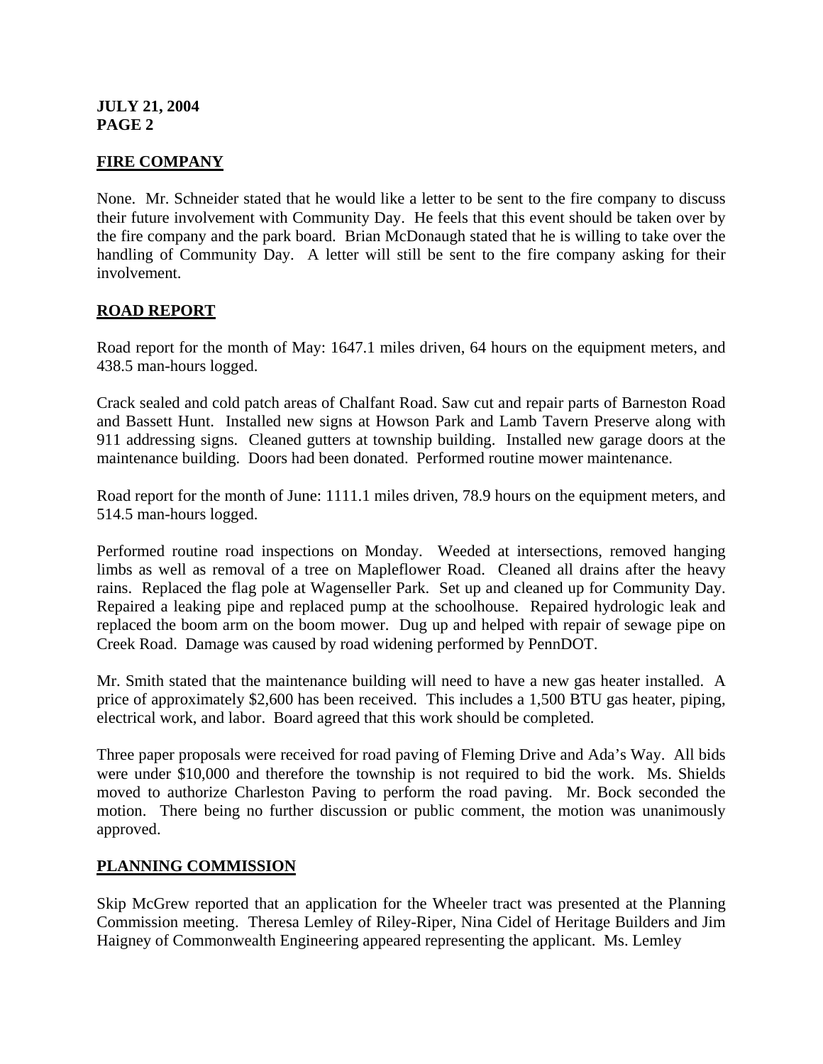## FIRE COMPANY

None. Mr. Schneider stated that he would like a letter to be sent to the fire company to discuss their future involvement with Community Day. He feels that this event should be taken over by the fire company and the park board. Brian McDonaugh stated that he is willing to take over the handling of Community Day. A letter will still be sent to the fire company asking for their involvement.

## ROAD REPORT

Road report for the month of May: 1647.1 miles driven, 64 hours on the equipment meters, and 438.5 man-hours logged.

Crack sealed and cold patch areas of Chalfant Road. Saw cut and repair parts of Barneston Road and Bassett Hunt. Installed new signs at Howson Park and Lamb Tavern Preserve along with 911 addressing signs. Cleaned gutters at township building. Installed new garage doors at the maintenance building. Doors had been donated. Performed routine mower maintenance.

Road report for the month of June: 1111.1 miles driven, 78.9 hours on the equipment meters, and 514.5 man-hours logged.

Performed routine road inspections on Monday. Weeded at intersections, removed hanging limbs as well as removal of a tree on Mapleflower Road. Cleaned all drains after the heavy rains. Replaced the flag pole at Wagenseller Park. Set up and cleaned up for Community Day. Repaired a leaking pipe and replaced pump at the schoolhouse. Repaired hydrologic leak and replaced the boom arm on the boom mower. Dug up and helped with repair of sewage pipe on Creek Road. Damage was caused by road widening performed by PennDOT.

Mr. Smith stated that the maintenance building will need to have a new gas heater installed. A price of approximately $2,600 has been received. This includes a 1,500 BTU gas heater, piping, electrical work, and labor. Board agreed that this work should be completed.

Three paper proposals were received for road paving of Fleming Drive and Ada's Way. All bids were under $10,000 and therefore the township is not required to bid the work. Ms. Shields moved to authorize Charleston Paving to perform the road paving. Mr. Bock seconded the motion. There being no further discussion or public comment, the motion was unanimously approved.

## PLANNING COMMISSION

Skip McGrew reported that an application for the Wheeler tract was presented at the Planning Commission meeting. Theresa Lemley of Riley-Riper, Nina Cidel of Heritage Builders and Jim Haigney of Commonwealth Engineering appeared representing the applicant. Ms. Lemley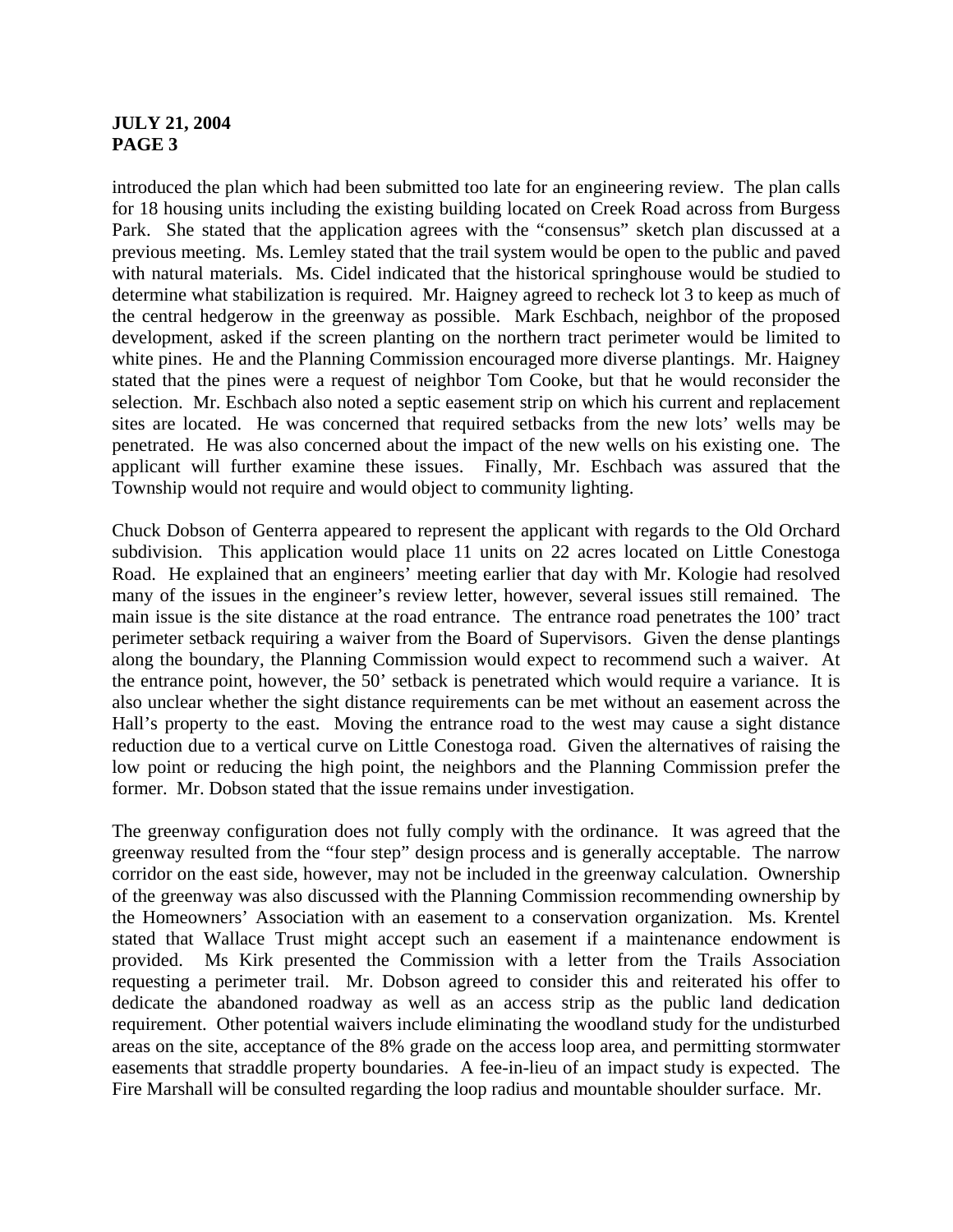introduced the plan which had been submitted too late for an engineering review. The plan calls for 18 housing units including the existing building located on Creek Road across from Burgess Park. She stated that the application agrees with the "consensus" sketch plan discussed at a previous meeting. Ms. Lemley stated that the trail system would be open to the public and paved with natural materials. Ms. Cidel indicated that the historical springhouse would be studied to determine what stabilization is required. Mr. Haigney agreed to recheck lot 3 to keep as much of the central hedgerow in the greenway as possible. Mark Eschbach, neighbor of the proposed development, asked if the screen planting on the northern tract perimeter would be limited to white pines. He and the Planning Commission encouraged more diverse plantings. Mr. Haigney stated that the pines were a request of neighbor Tom Cooke, but that he would reconsider the selection. Mr. Eschbach also noted a septic easement strip on which his current and replacement sites are located. He was concerned that required setbacks from the new lots' wells may be penetrated. He was also concerned about the impact of the new wells on his existing one. The applicant will further examine these issues. Finally, Mr. Eschbach was assured that the Township would not require and would object to community lighting.

Chuck Dobson of Genterra appeared to represent the applicant with regards to the Old Orchard subdivision. This application would place 11 units on 22 acres located on Little Conestoga Road. He explained that an engineers' meeting earlier that day with Mr. Kologie had resolved many of the issues in the engineer's review letter, however, several issues still remained. The main issue is the site distance at the road entrance. The entrance road penetrates the 100' tract perimeter setback requiring a waiver from the Board of Supervisors. Given the dense plantings along the boundary, the Planning Commission would expect to recommend such a waiver. At the entrance point, however, the 50' setback is penetrated which would require a variance. It is also unclear whether the sight distance requirements can be met without an easement across the Hall's property to the east. Moving the entrance road to the west may cause a sight distance reduction due to a vertical curve on Little Conestoga road. Given the alternatives of raising the low point or reducing the high point, the neighbors and the Planning Commission prefer the former. Mr. Dobson stated that the issue remains under investigation.

The greenway configuration does not fully comply with the ordinance. It was agreed that the greenway resulted from the "four step" design process and is generally acceptable. The narrow corridor on the east side, however, may not be included in the greenway calculation. Ownership of the greenway was also discussed with the Planning Commission recommending ownership by the Homeowners' Association with an easement to a conservation organization. Ms. Krentel stated that Wallace Trust might accept such an easement if a maintenance endowment is provided. Ms Kirk presented the Commission with a letter from the Trails Association requesting a perimeter trail. Mr. Dobson agreed to consider this and reiterated his offer to dedicate the abandoned roadway as well as an access strip as the public land dedication requirement. Other potential waivers include eliminating the woodland study for the undisturbed areas on the site, acceptance of the 8% grade on the access loop area, and permitting stormwater easements that straddle property boundaries. A fee-in-lieu of an impact study is expected. The Fire Marshall will be consulted regarding the loop radius and mountable shoulder surface. Mr.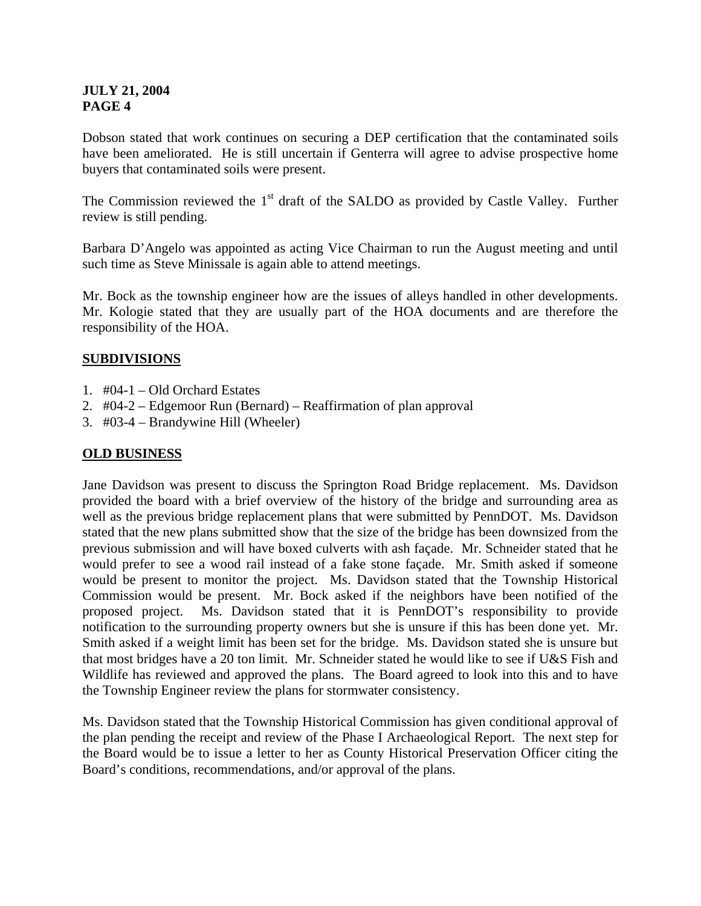Dobson stated that work continues on securing a DEP certification that the contaminated soils have been ameliorated. He is still uncertain if Genterra will agree to advise prospective home buyers that contaminated soils were present.

The Commission reviewed the 1st draft of the SALDO as provided by Castle Valley. Further review is still pending.

Barbara D'Angelo was appointed as acting Vice Chairman to run the August meeting and until such time as Steve Minissale is again able to attend meetings.

Mr. Bock as the township engineer how are the issues of alleys handled in other developments. Mr. Kologie stated that they are usually part of the HOA documents and are therefore the responsibility of the HOA.

## SUBDIVISIONS

1. #04-1 – Old Orchard Estates
2. #04-2 – Edgemoor Run (Bernard) – Reaffirmation of plan approval
3. #03-4 – Brandywine Hill (Wheeler)

## OLD BUSINESS

Jane Davidson was present to discuss the Springton Road Bridge replacement. Ms. Davidson provided the board with a brief overview of the history of the bridge and surrounding area as well as the previous bridge replacement plans that were submitted by PennDOT. Ms. Davidson stated that the new plans submitted show that the size of the bridge has been downsized from the previous submission and will have boxed culverts with ash façade. Mr. Schneider stated that he would prefer to see a wood rail instead of a fake stone façade. Mr. Smith asked if someone would be present to monitor the project. Ms. Davidson stated that the Township Historical Commission would be present. Mr. Bock asked if the neighbors have been notified of the proposed project. Ms. Davidson stated that it is PennDOT's responsibility to provide notification to the surrounding property owners but she is unsure if this has been done yet. Mr. Smith asked if a weight limit has been set for the bridge. Ms. Davidson stated she is unsure but that most bridges have a 20 ton limit. Mr. Schneider stated he would like to see if U&S Fish and Wildlife has reviewed and approved the plans. The Board agreed to look into this and to have the Township Engineer review the plans for stormwater consistency.

Ms. Davidson stated that the Township Historical Commission has given conditional approval of the plan pending the receipt and review of the Phase I Archaeological Report. The next step for the Board would be to issue a letter to her as County Historical Preservation Officer citing the Board's conditions, recommendations, and/or approval of the plans.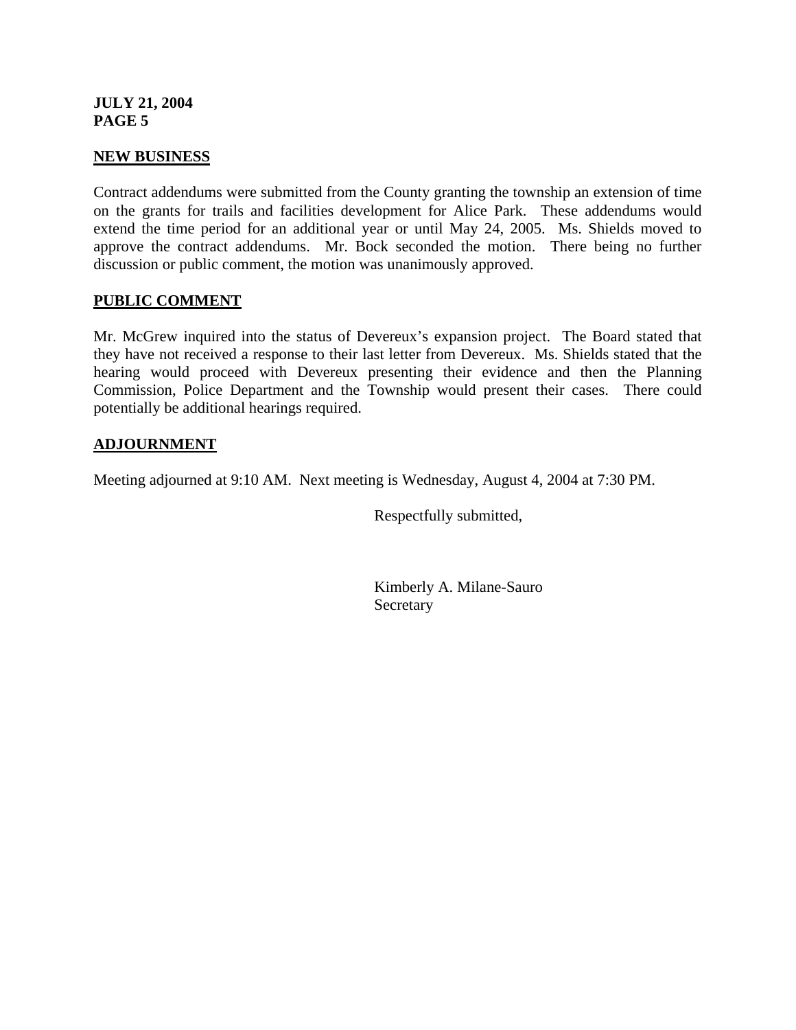**JULY 21, 2004**
**PAGE 5**

## NEW BUSINESS

Contract addendums were submitted from the County granting the township an extension of time on the grants for trails and facilities development for Alice Park. These addendums would extend the time period for an additional year or until May 24, 2005. Ms. Shields moved to approve the contract addendums. Mr. Bock seconded the motion. There being no further discussion or public comment, the motion was unanimously approved.

## PUBLIC COMMENT

Mr. McGrew inquired into the status of Devereux's expansion project. The Board stated that they have not received a response to their last letter from Devereux. Ms. Shields stated that the hearing would proceed with Devereux presenting their evidence and then the Planning Commission, Police Department and the Township would present their cases. There could potentially be additional hearings required.

## ADJOURNMENT

Meeting adjourned at 9:10 AM. Next meeting is Wednesday, August 4, 2004 at 7:30 PM.

Respectfully submitted,

Kimberly A. Milane-Sauro
Secretary